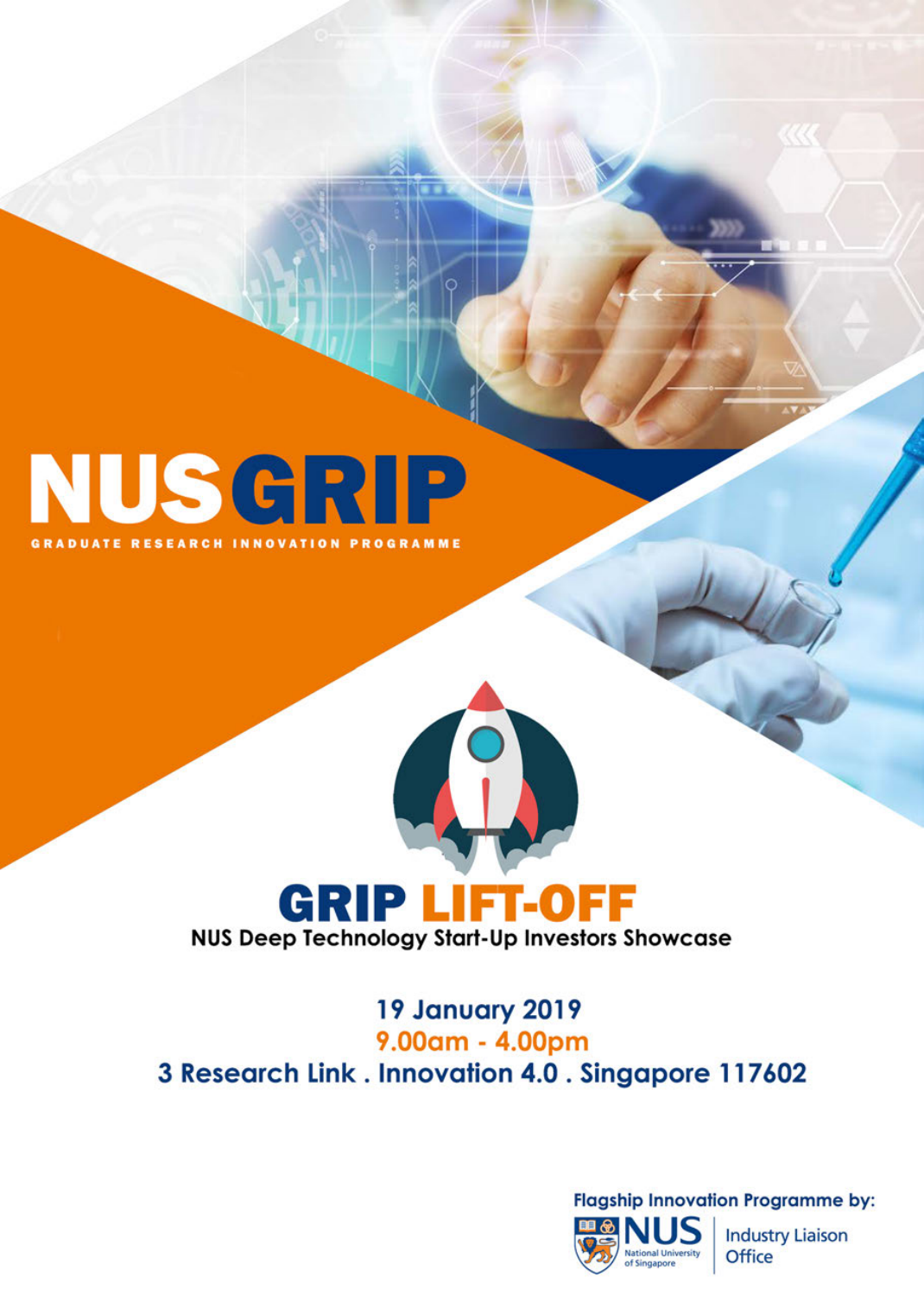# NUS GRIP

GRADUATE RESEARCH INNOVATION PROGRAMME

## GRIP LIFT-OFF

**NUS Deep Technology Start-Up Investors Showcase**

**19 January 2019**

**9.00am - 4.00pm**

**3 Research Link . Innovation 4.0 . Singapore 117602**

Flagship Innovation Programme by:

NUS National University of Singapore | Industry Liaison Office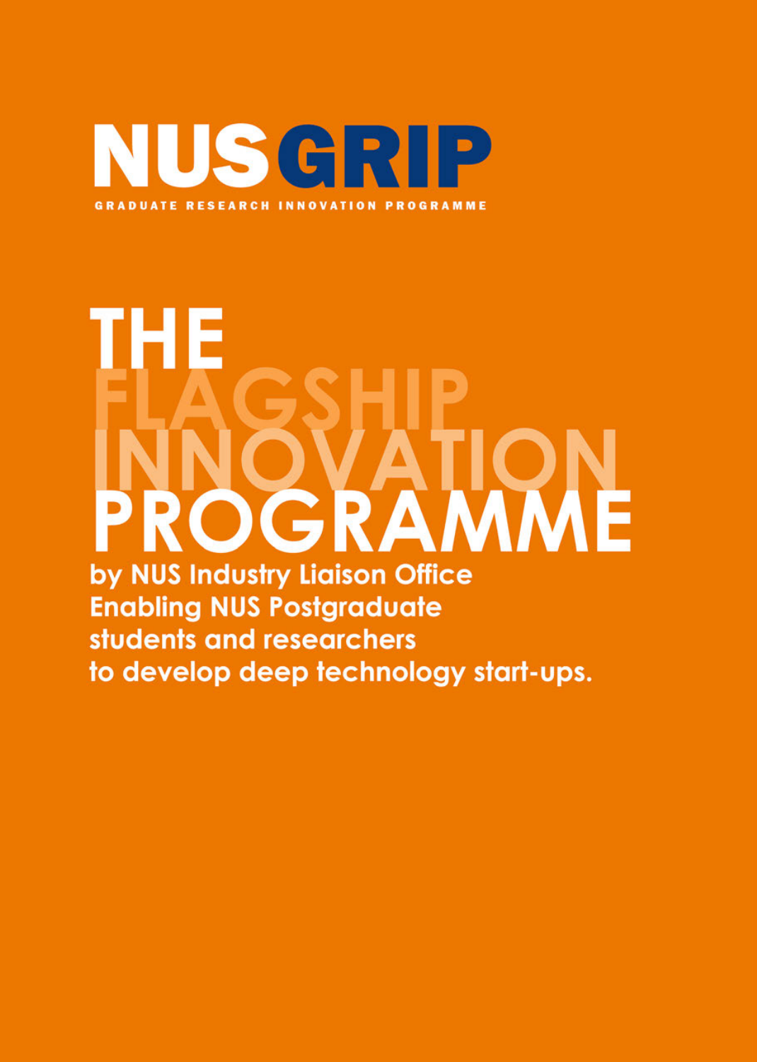# NUS GRIP

GRADUATE RESEARCH INNOVATION PROGRAMME

# THE FLAGSHIP INNOVATION PROGRAMME

**by NUS Industry Liaison Office**
**Enabling NUS Postgraduate students and researchers to develop deep technology start-ups.**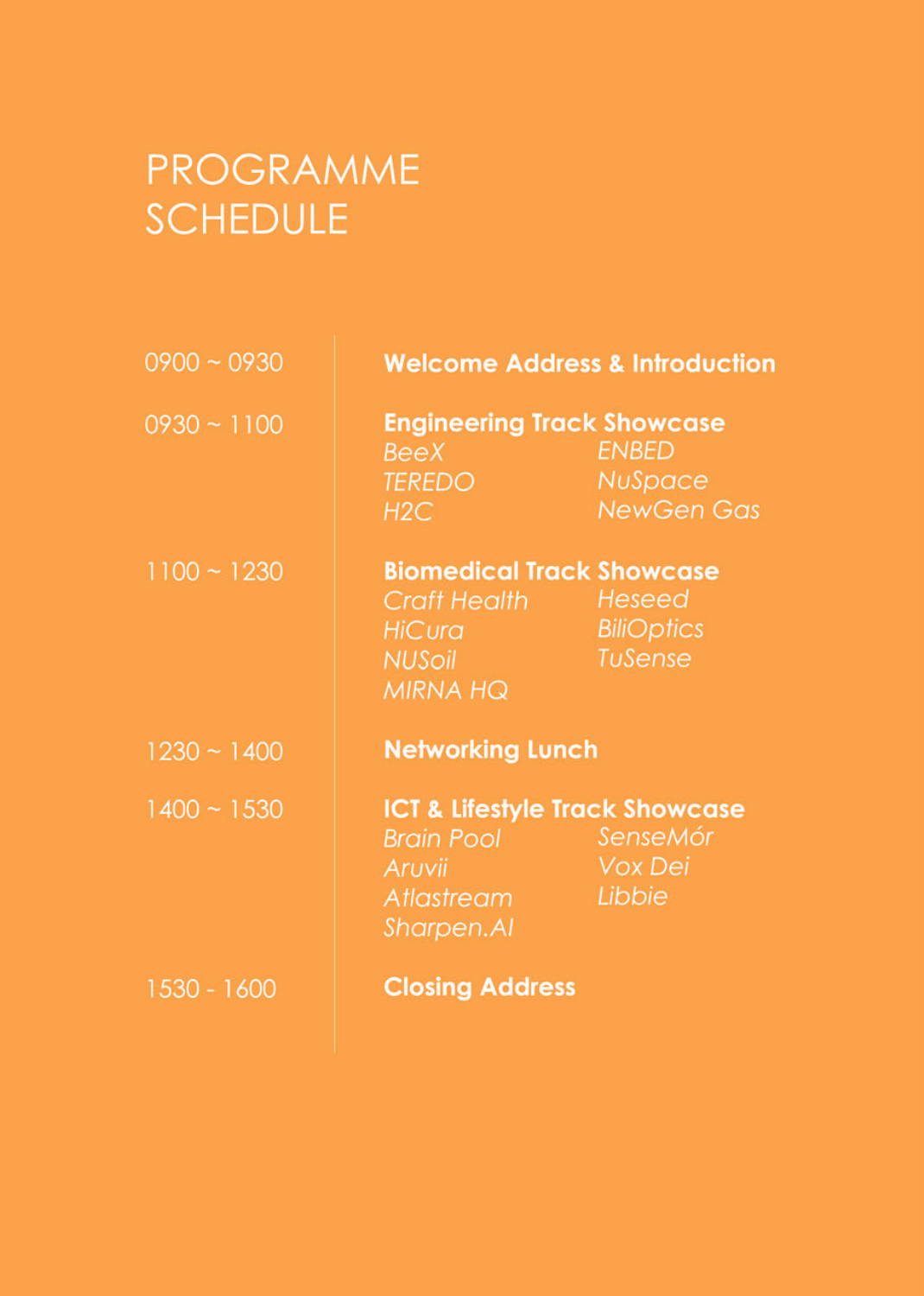# PROGRAMME SCHEDULE

| Time | Programme |
| --- | --- |
| 0900 ~ 0930 | **Welcome Address & Introduction** |
| 0930 ~ 1100 | **Engineering Track Showcase**<br>*BeeX*<br>*ENBED*<br>*TEREDO*<br>*NuSpace*<br>*H2C*<br>*NewGen Gas* |
| 1100 ~ 1230 | **Biomedical Track Showcase**<br>*Craft Health*<br>*Heseed*<br>*HiCura*<br>*BiliOptics*<br>*NUSoil*<br>*TuSense*<br>*MIRNA HQ* |
| 1230 ~ 1400 | **Networking Lunch** |
| 1400 ~ 1530 | **ICT & Lifestyle Track Showcase**<br>*Brain Pool*<br>*SenseMór*<br>*Aruvii*<br>*Vox Dei*<br>*Atlastream*<br>*Libbie*<br>*Sharpen.AI* |
| 1530 - 1600 | **Closing Address** |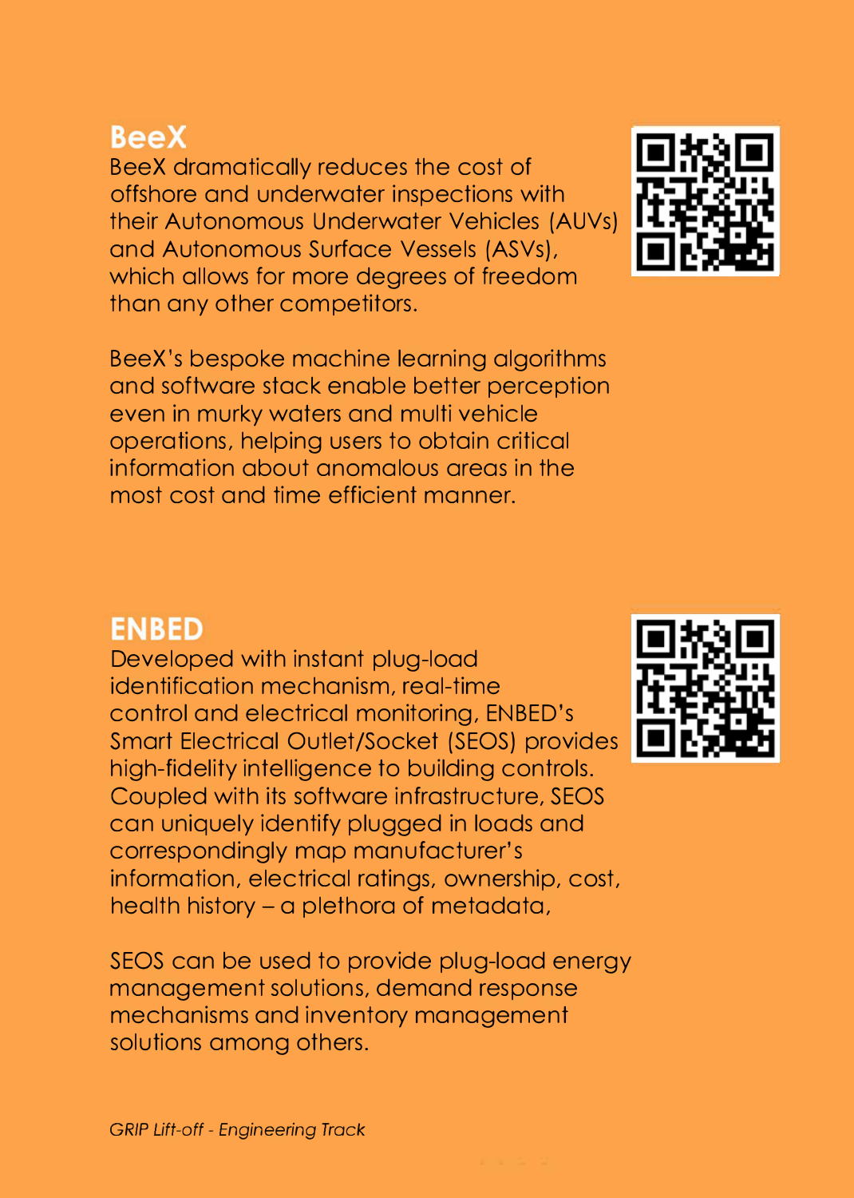## BeeX

BeeX dramatically reduces the cost of offshore and underwater inspections with their Autonomous Underwater Vehicles (AUVs) and Autonomous Surface Vessels (ASVs), which allows for more degrees of freedom than any other competitors.

BeeX's bespoke machine learning algorithms and software stack enable better perception even in murky waters and multi vehicle operations, helping users to obtain critical information about anomalous areas in the most cost and time efficient manner.

## ENBED

Developed with instant plug-load identification mechanism, real-time control and electrical monitoring, ENBED's Smart Electrical Outlet/Socket (SEOS) provides high-fidelity intelligence to building controls. Coupled with its software infrastructure, SEOS can uniquely identify plugged in loads and correspondingly map manufacturer's information, electrical ratings, ownership, cost, health history – a plethora of metadata,

SEOS can be used to provide plug-load energy management solutions, demand response mechanisms and inventory management solutions among others.

*GRIP Lift-off - Engineering Track*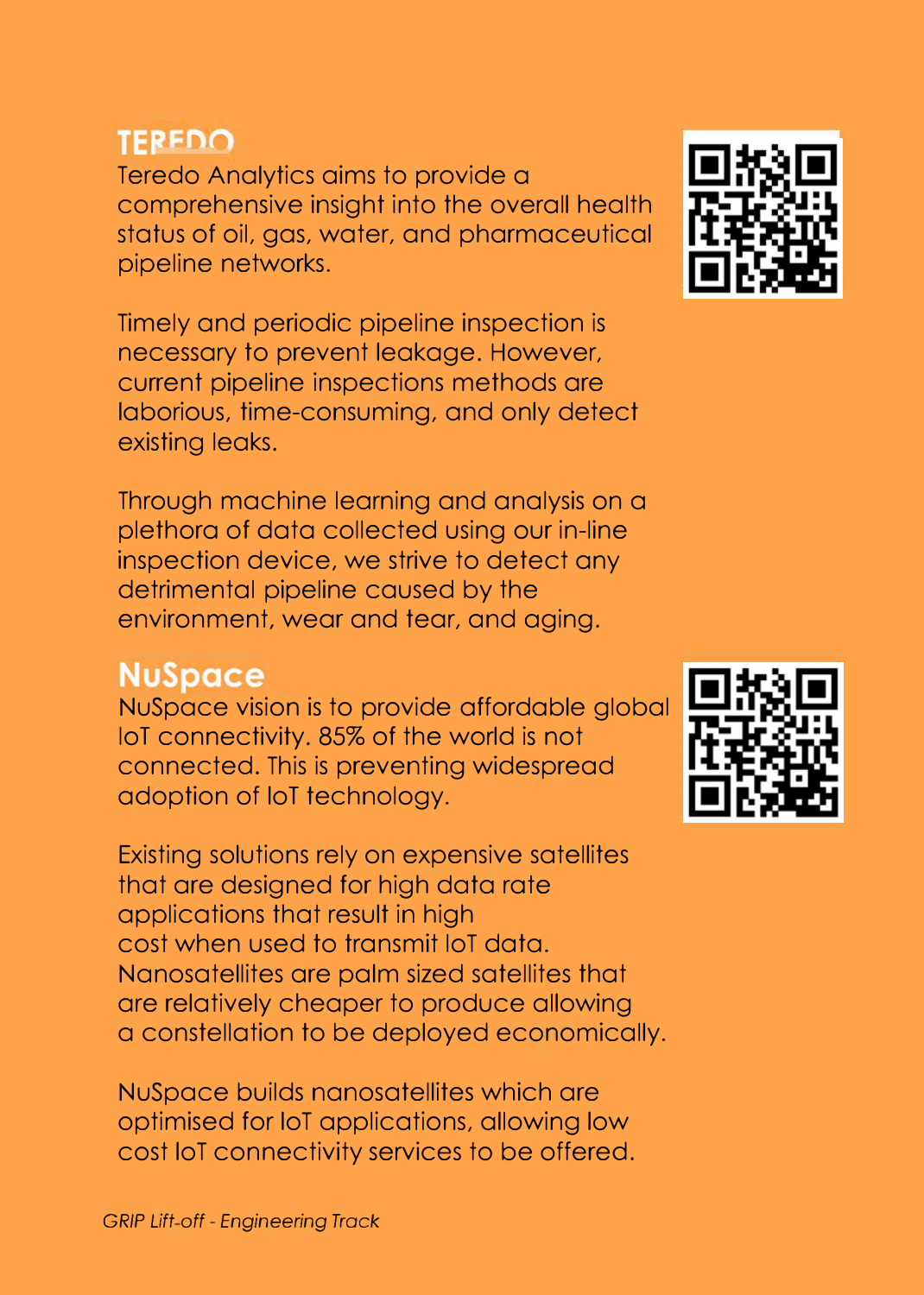## TEREDO

Teredo Analytics aims to provide a comprehensive insight into the overall health status of oil, gas, water, and pharmaceutical pipeline networks.

Timely and periodic pipeline inspection is necessary to prevent leakage. However, current pipeline inspections methods are laborious, time-consuming, and only detect existing leaks.

Through machine learning and analysis on a plethora of data collected using our in-line inspection device, we strive to detect any detrimental pipeline caused by the environment, wear and tear, and aging.

## NuSpace

NuSpace vision is to provide affordable global IoT connectivity. 85% of the world is not connected. This is preventing widespread adoption of IoT technology.

Existing solutions rely on expensive satellites that are designed for high data rate applications that result in high cost when used to transmit IoT data. Nanosatellites are palm sized satellites that are relatively cheaper to produce allowing a constellation to be deployed economically.

NuSpace builds nanosatellites which are optimised for IoT applications, allowing low cost IoT connectivity services to be offered.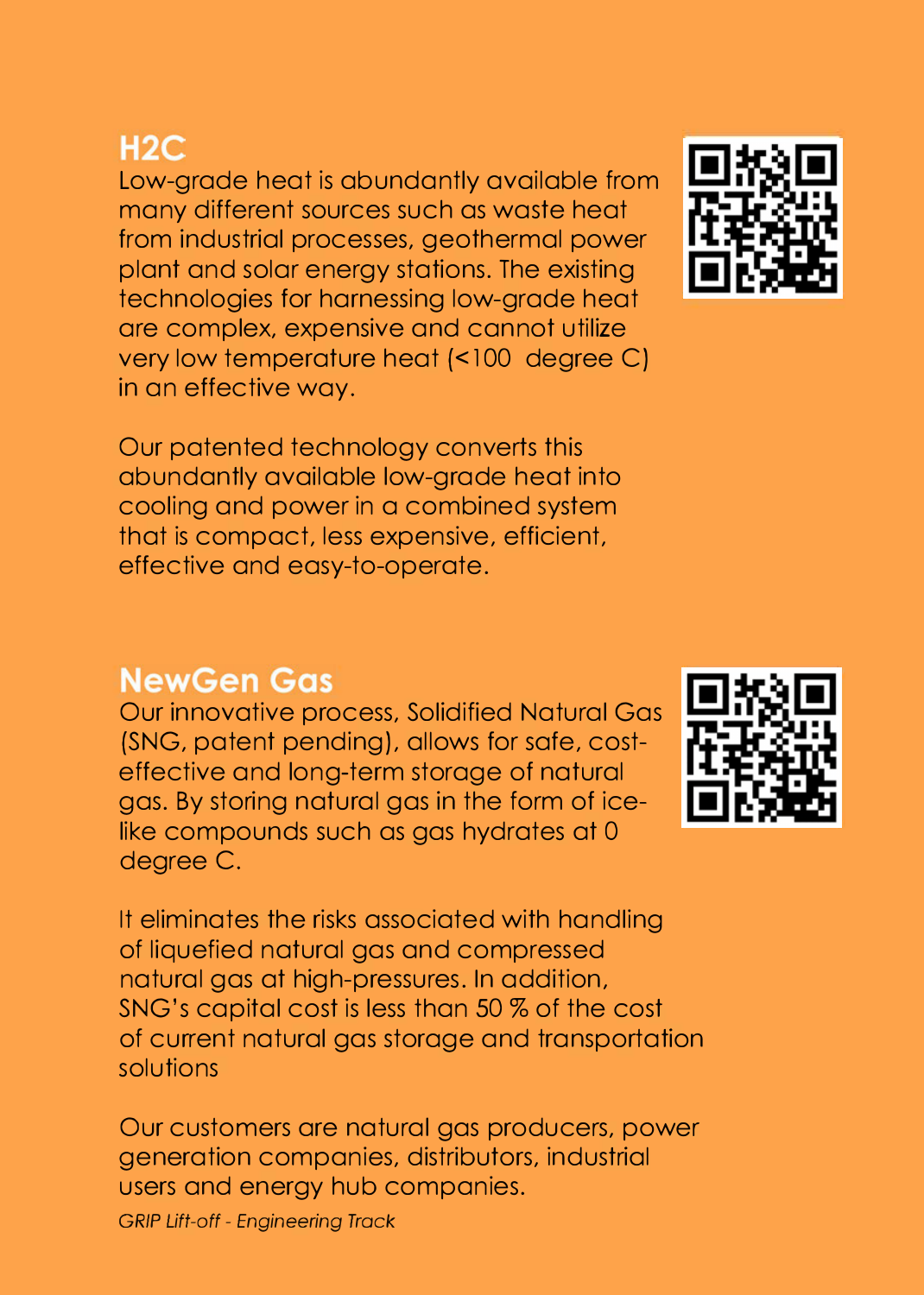## H2C

Low-grade heat is abundantly available from many different sources such as waste heat from industrial processes, geothermal power plant and solar energy stations. The existing technologies for harnessing low-grade heat are complex, expensive and cannot utilize very low temperature heat (<100  degree C) in an effective way.

Our patented technology converts this abundantly available low-grade heat into cooling and power in a combined system that is compact, less expensive, efficient, effective and easy-to-operate.

## NewGen Gas

Our innovative process, Solidified Natural Gas (SNG, patent pending), allows for safe, cost-effective and long-term storage of natural gas. By storing natural gas in the form of ice-like compounds such as gas hydrates at 0 degree C.

It eliminates the risks associated with handling of liquefied natural gas and compressed natural gas at high-pressures. In addition, SNG's capital cost is less than 50 % of the cost of current natural gas storage and transportation solutions

Our customers are natural gas producers, power generation companies, distributors, industrial users and energy hub companies.

*GRIP Lift-off - Engineering Track*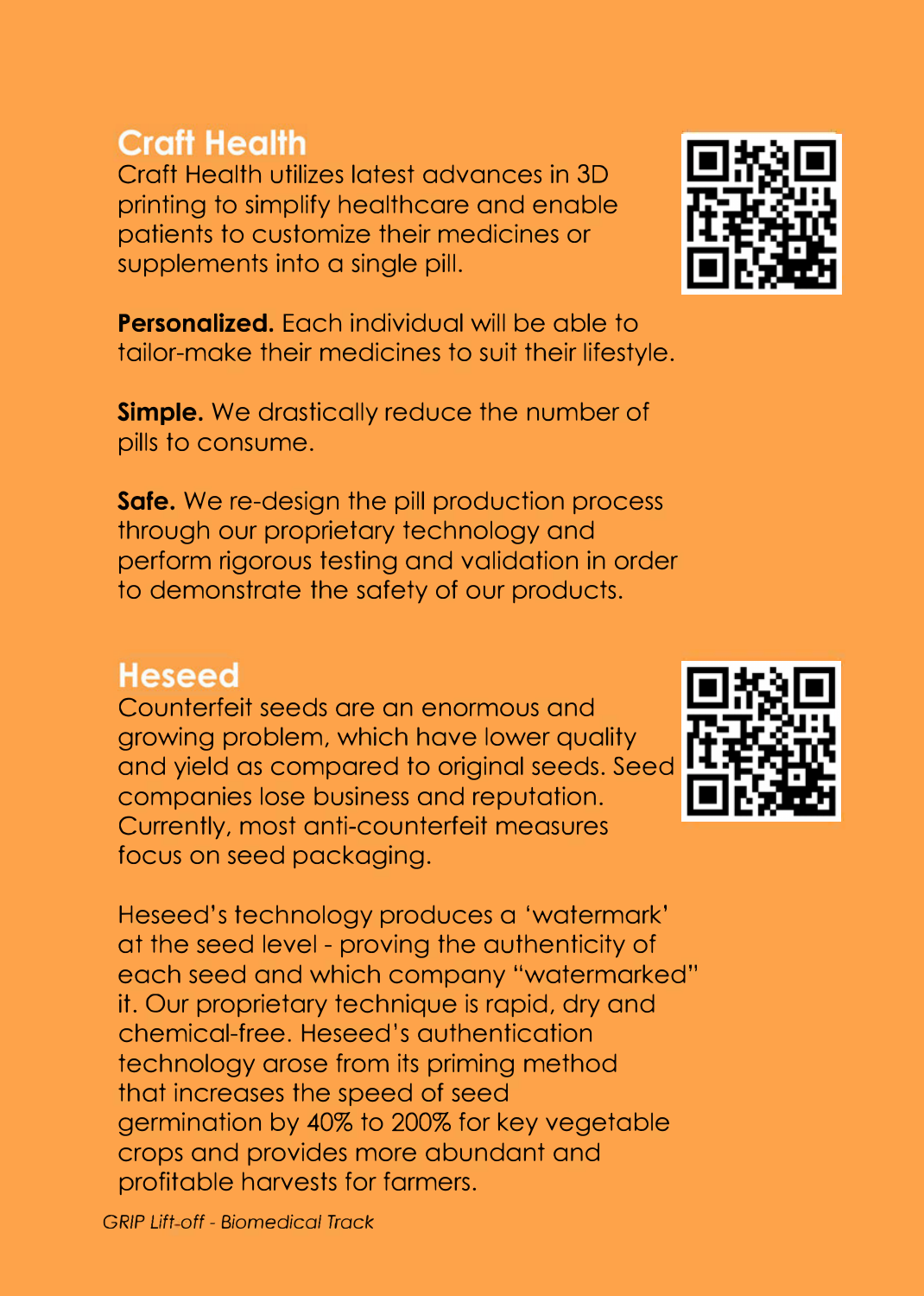## Craft Health

Craft Health utilizes latest advances in 3D printing to simplify healthcare and enable patients to customize their medicines or supplements into a single pill.

**Personalized.** Each individual will be able to tailor-make their medicines to suit their lifestyle.

**Simple.** We drastically reduce the number of pills to consume.

**Safe.** We re-design the pill production process through our proprietary technology and perform rigorous testing and validation in order to demonstrate the safety of our products.

## Heseed

Counterfeit seeds are an enormous and growing problem, which have lower quality and yield as compared to original seeds. Seed companies lose business and reputation. Currently, most anti-counterfeit measures focus on seed packaging.

Heseed's technology produces a 'watermark' at the seed level - proving the authenticity of each seed and which company "watermarked" it. Our proprietary technique is rapid, dry and chemical-free. Heseed's authentication technology arose from its priming method that increases the speed of seed germination by 40% to 200% for key vegetable crops and provides more abundant and profitable harvests for farmers.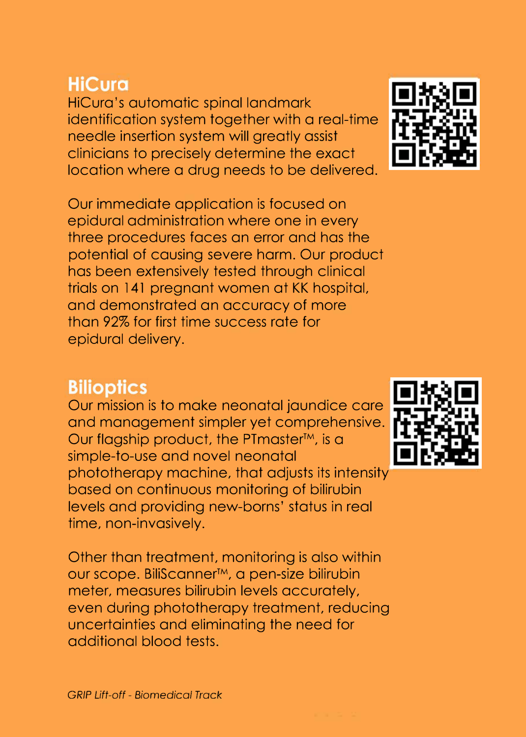## HiCura

HiCura's automatic spinal landmark identification system together with a real-time needle insertion system will greatly assist clinicians to precisely determine the exact location where a drug needs to be delivered.

Our immediate application is focused on epidural administration where one in every three procedures faces an error and has the potential of causing severe harm. Our product has been extensively tested through clinical trials on 141 pregnant women at KK hospital, and demonstrated an accuracy of more than 92% for first time success rate for epidural delivery.

## Bilioptics

Our mission is to make neonatal jaundice care and management simpler yet comprehensive. Our flagship product, the PTmaster™, is a simple-to-use and novel neonatal phototherapy machine, that adjusts its intensity based on continuous monitoring of bilirubin levels and providing new-borns' status in real time, non-invasively.

Other than treatment, monitoring is also within our scope. BiliScanner™, a pen-size bilirubin meter, measures bilirubin levels accurately, even during phototherapy treatment, reducing uncertainties and eliminating the need for additional blood tests.

*GRIP Lift-off - Biomedical Track*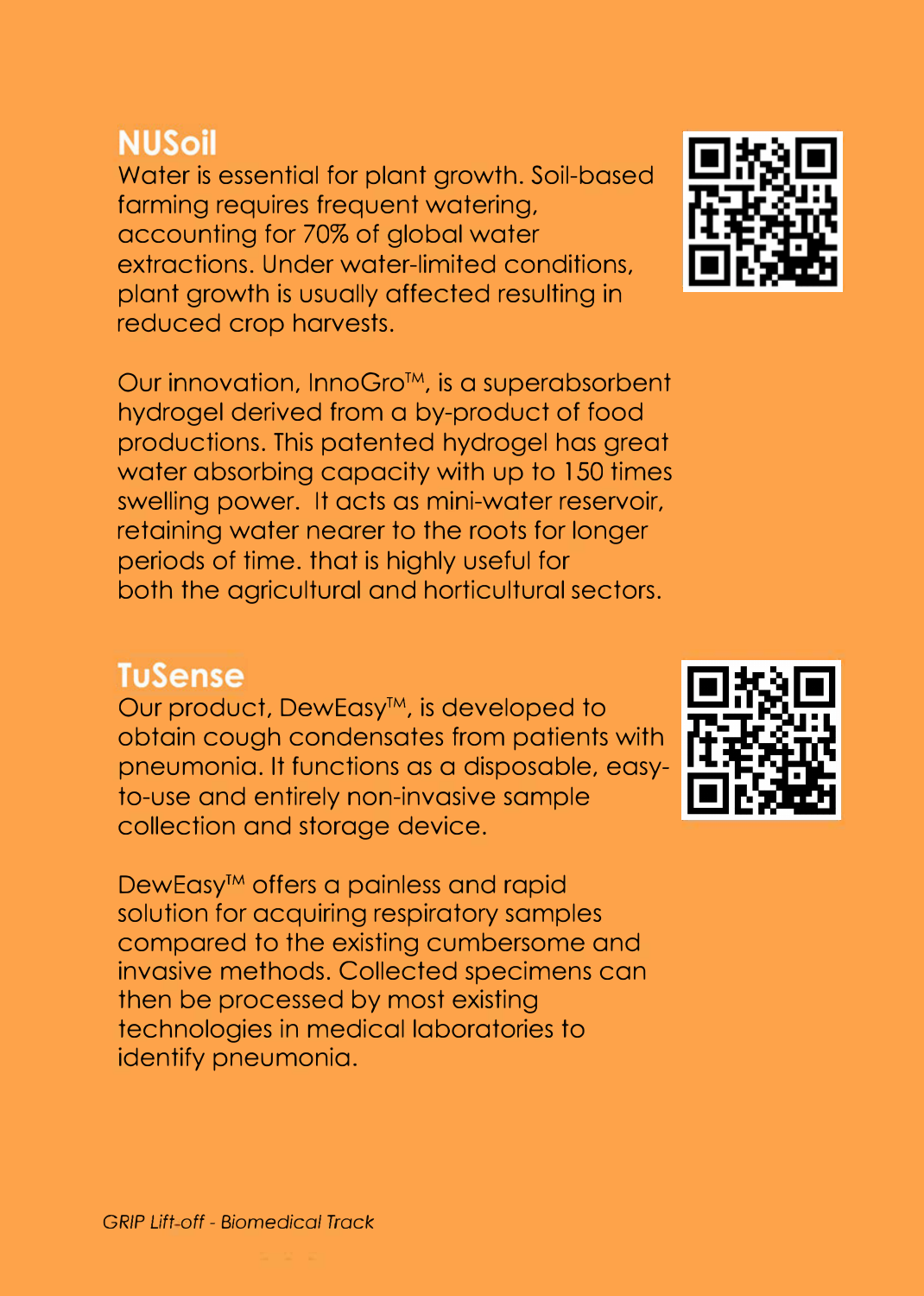## NUSoil

Water is essential for plant growth. Soil-based farming requires frequent watering, accounting for 70% of global water extractions. Under water-limited conditions, plant growth is usually affected resulting in reduced crop harvests.

Our innovation, InnoGro™, is a superabsorbent hydrogel derived from a by-product of food productions. This patented hydrogel has great water absorbing capacity with up to 150 times swelling power. It acts as mini-water reservoir, retaining water nearer to the roots for longer periods of time. that is highly useful for both the agricultural and horticultural sectors.

## TuSense

Our product, DewEasy™, is developed to obtain cough condensates from patients with pneumonia. It functions as a disposable, easy-to-use and entirely non-invasive sample collection and storage device.

DewEasy™ offers a painless and rapid solution for acquiring respiratory samples compared to the existing cumbersome and invasive methods. Collected specimens can then be processed by most existing technologies in medical laboratories to identify pneumonia.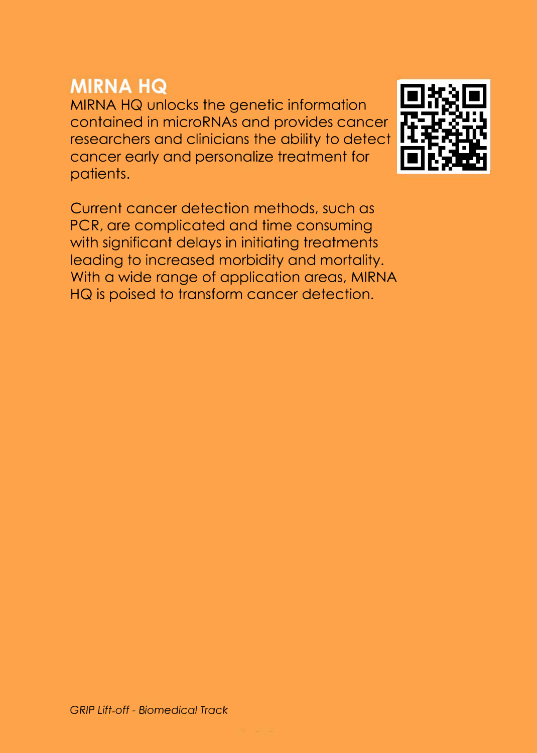# MIRNA HQ

MIRNA HQ unlocks the genetic information contained in microRNAs and provides cancer researchers and clinicians the ability to detect cancer early and personalize treatment for patients.

Current cancer detection methods, such as PCR, are complicated and time consuming with significant delays in initiating treatments leading to increased morbidity and mortality. With a wide range of application areas, MIRNA HQ is poised to transform cancer detection.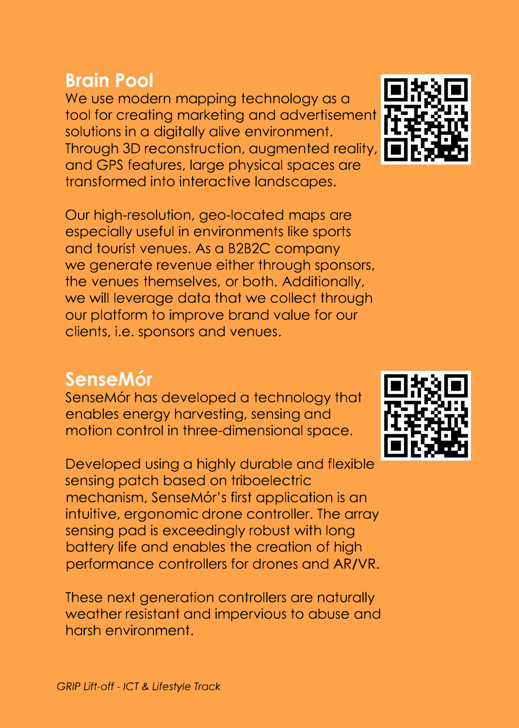## Brain Pool

We use modern mapping technology as a tool for creating marketing and advertisement solutions in a digitally alive environment. Through 3D reconstruction, augmented reality, and GPS features, large physical spaces are transformed into interactive landscapes.

Our high-resolution, geo-located maps are especially useful in environments like sports and tourist venues. As a B2B2C company we generate revenue either through sponsors, the venues themselves, or both. Additionally, we will leverage data that we collect through our platform to improve brand value for our clients, i.e. sponsors and venues.

## SenseMór

SenseMór has developed a technology that enables energy harvesting, sensing and motion control in three-dimensional space.

Developed using a highly durable and flexible sensing patch based on triboelectric mechanism, SenseMór's first application is an intuitive, ergonomic drone controller. The array sensing pad is exceedingly robust with long battery life and enables the creation of high performance controllers for drones and AR/VR.

These next generation controllers are naturally weather resistant and impervious to abuse and harsh environment.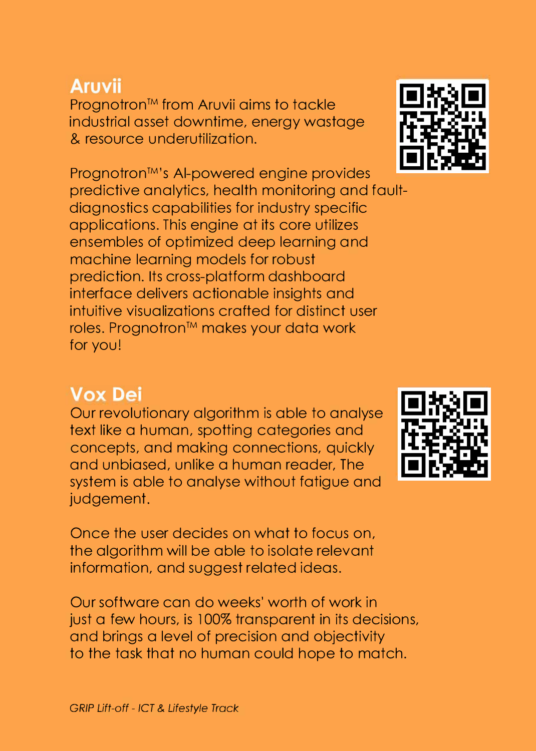## Aruvii

Prognotron™ from Aruvii aims to tackle industrial asset downtime, energy wastage & resource underutilization.

Prognotron™'s AI-powered engine provides predictive analytics, health monitoring and fault-diagnostics capabilities for industry specific applications. This engine at its core utilizes ensembles of optimized deep learning and machine learning models for robust prediction. Its cross-platform dashboard interface delivers actionable insights and intuitive visualizations crafted for distinct user roles. Prognotron™ makes your data work for you!

## Vox Dei

Our revolutionary algorithm is able to analyse text like a human, spotting categories and concepts, and making connections, quickly and unbiased, unlike a human reader, The system is able to analyse without fatigue and judgement.

Once the user decides on what to focus on, the algorithm will be able to isolate relevant information, and suggest related ideas.

Our software can do weeks' worth of work in just a few hours, is 100% transparent in its decisions, and brings a level of precision and objectivity to the task that no human could hope to match.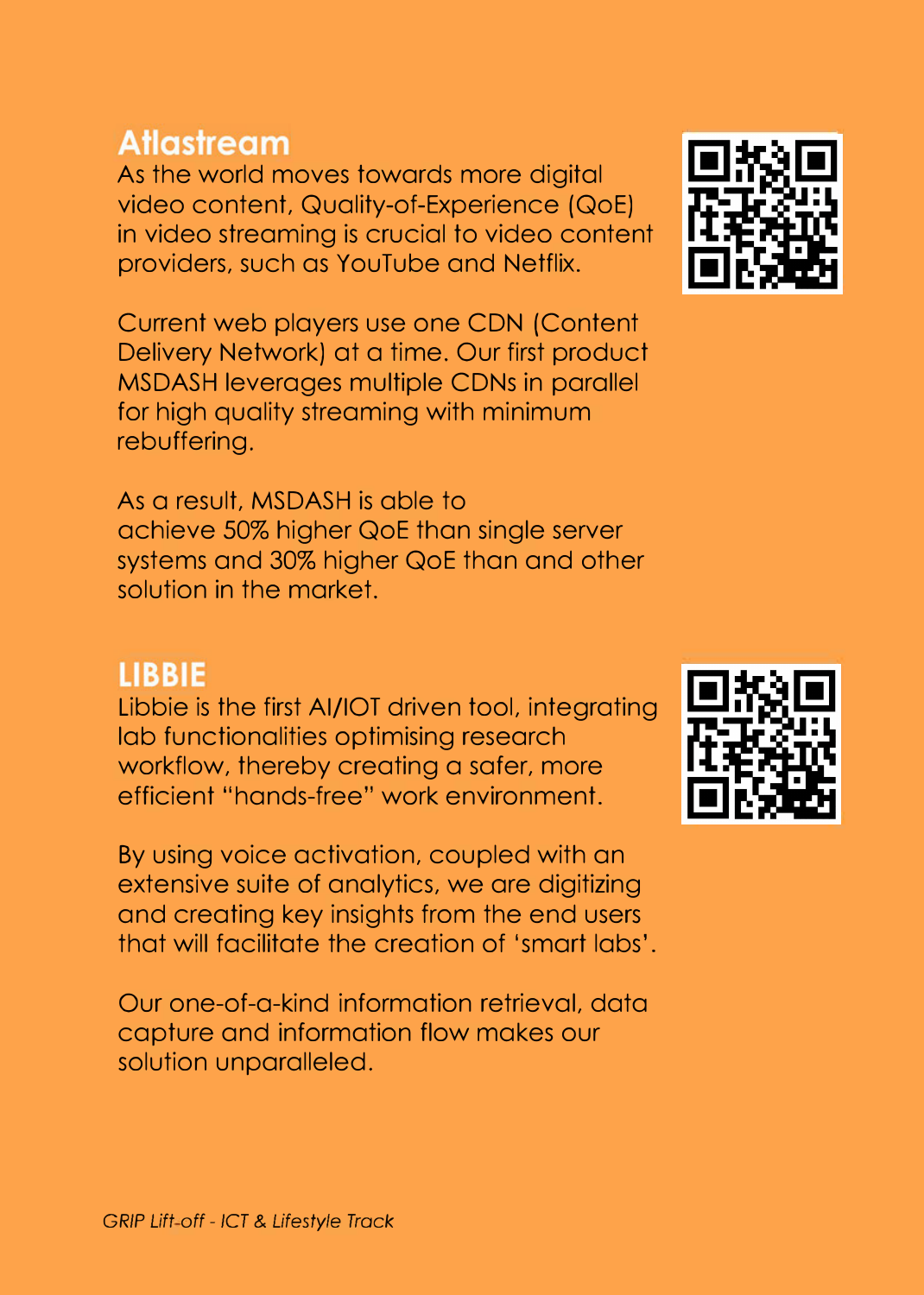## Atlastream

As the world moves towards more digital video content, Quality-of-Experience (QoE) in video streaming is crucial to video content providers, such as YouTube and Netflix.

Current web players use one CDN (Content Delivery Network) at a time. Our first product MSDASH leverages multiple CDNs in parallel for high quality streaming with minimum rebuffering.

As a result, MSDASH is able to achieve 50% higher QoE than single server systems and 30% higher QoE than and other solution in the market.

## LIBBIE

Libbie is the first AI/IOT driven tool, integrating lab functionalities optimising research workflow, thereby creating a safer, more efficient "hands-free" work environment.

By using voice activation, coupled with an extensive suite of analytics, we are digitizing and creating key insights from the end users that will facilitate the creation of 'smart labs'.

Our one-of-a-kind information retrieval, data capture and information flow makes our solution unparalleled.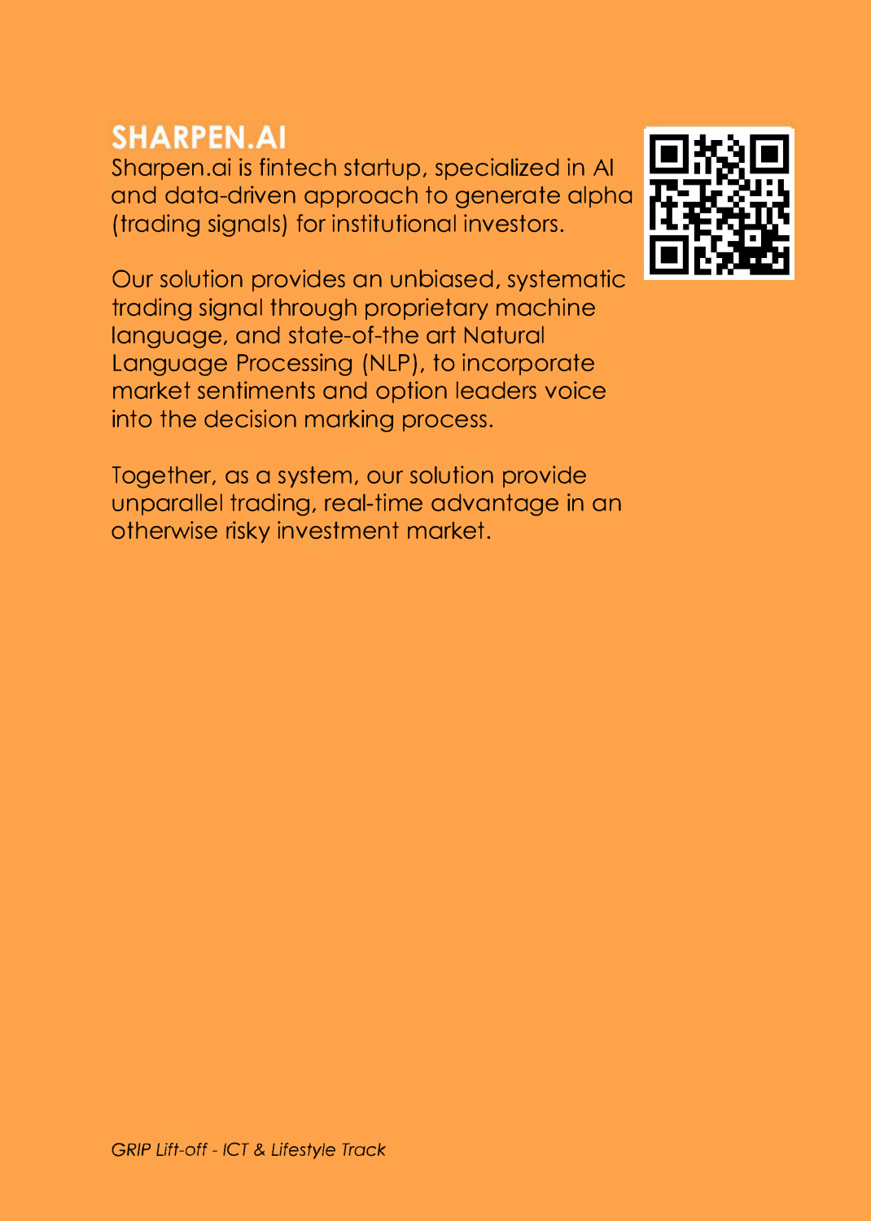## SHARPEN.AI

Sharpen.ai is fintech startup, specialized in AI and data-driven approach to generate alpha (trading signals) for institutional investors.

Our solution provides an unbiased, systematic trading signal through proprietary machine language, and state-of-the art Natural Language Processing (NLP), to incorporate market sentiments and option leaders voice into the decision marking process.

Together, as a system, our solution provide unparallel trading, real-time advantage in an otherwise risky investment market.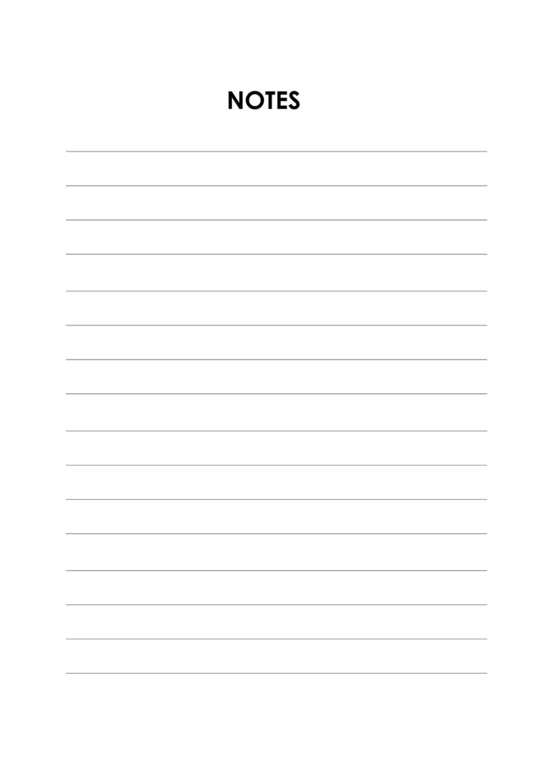# NOTES